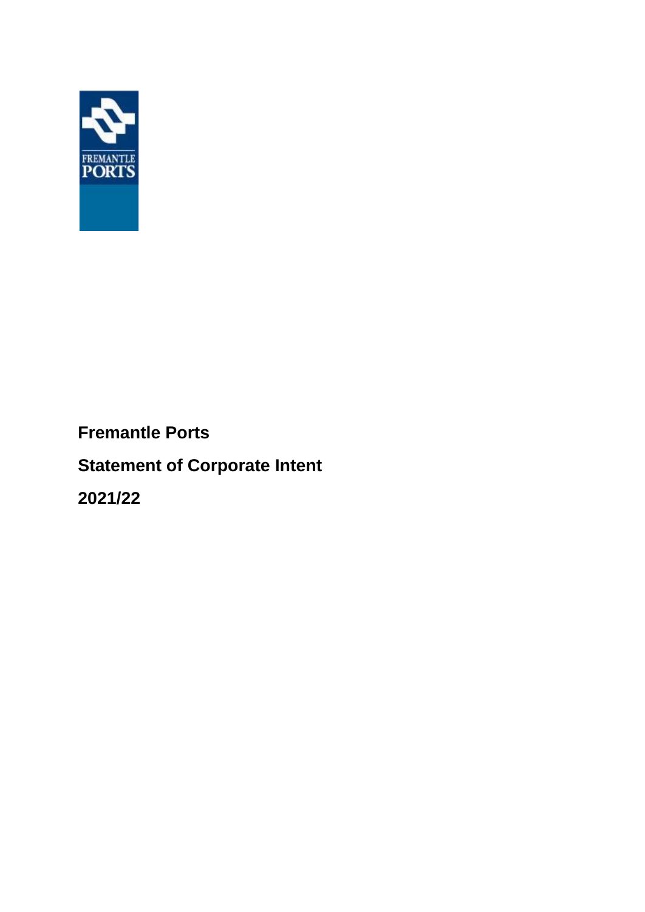# Fremantle Ports

## Statement of Corporate Intent

## 2021/22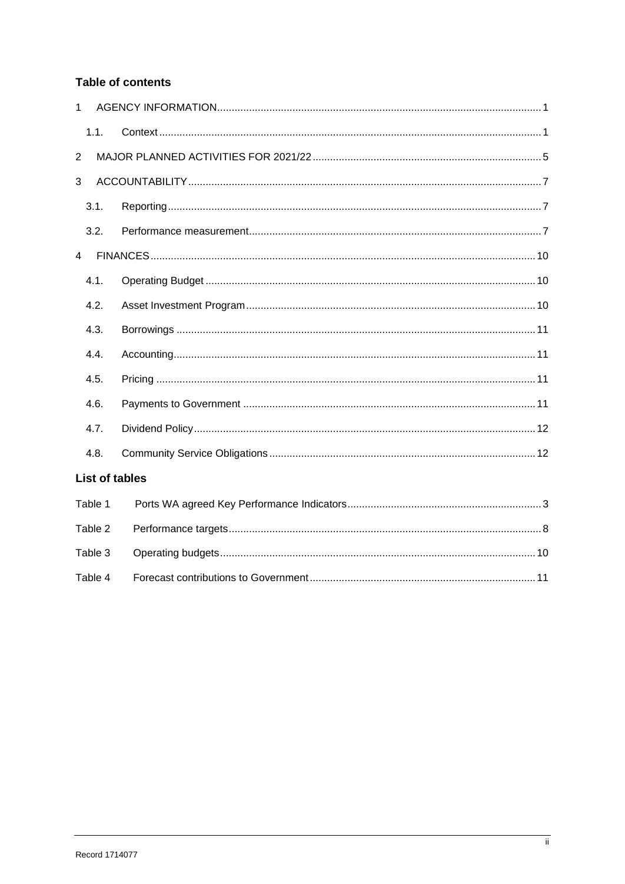## Table of contents

1 AGENCY INFORMATION .......... 1

1.1. Context .......... 1

2 MAJOR PLANNED ACTIVITIES FOR 2021/22 .......... 5

3 ACCOUNTABILITY .......... 7

3.1. Reporting .......... 7

3.2. Performance measurement .......... 7

4 FINANCES .......... 10

4.1. Operating Budget .......... 10

4.2. Asset Investment Program .......... 10

4.3. Borrowings .......... 11

4.4. Accounting .......... 11

4.5. Pricing .......... 11

4.6. Payments to Government .......... 11

4.7. Dividend Policy .......... 12

4.8. Community Service Obligations .......... 12

## List of tables

Table 1 Ports WA agreed Key Performance Indicators .......... 3

Table 2 Performance targets .......... 8

Table 3 Operating budgets .......... 10

Table 4 Forecast contributions to Government .......... 11

Record 1714077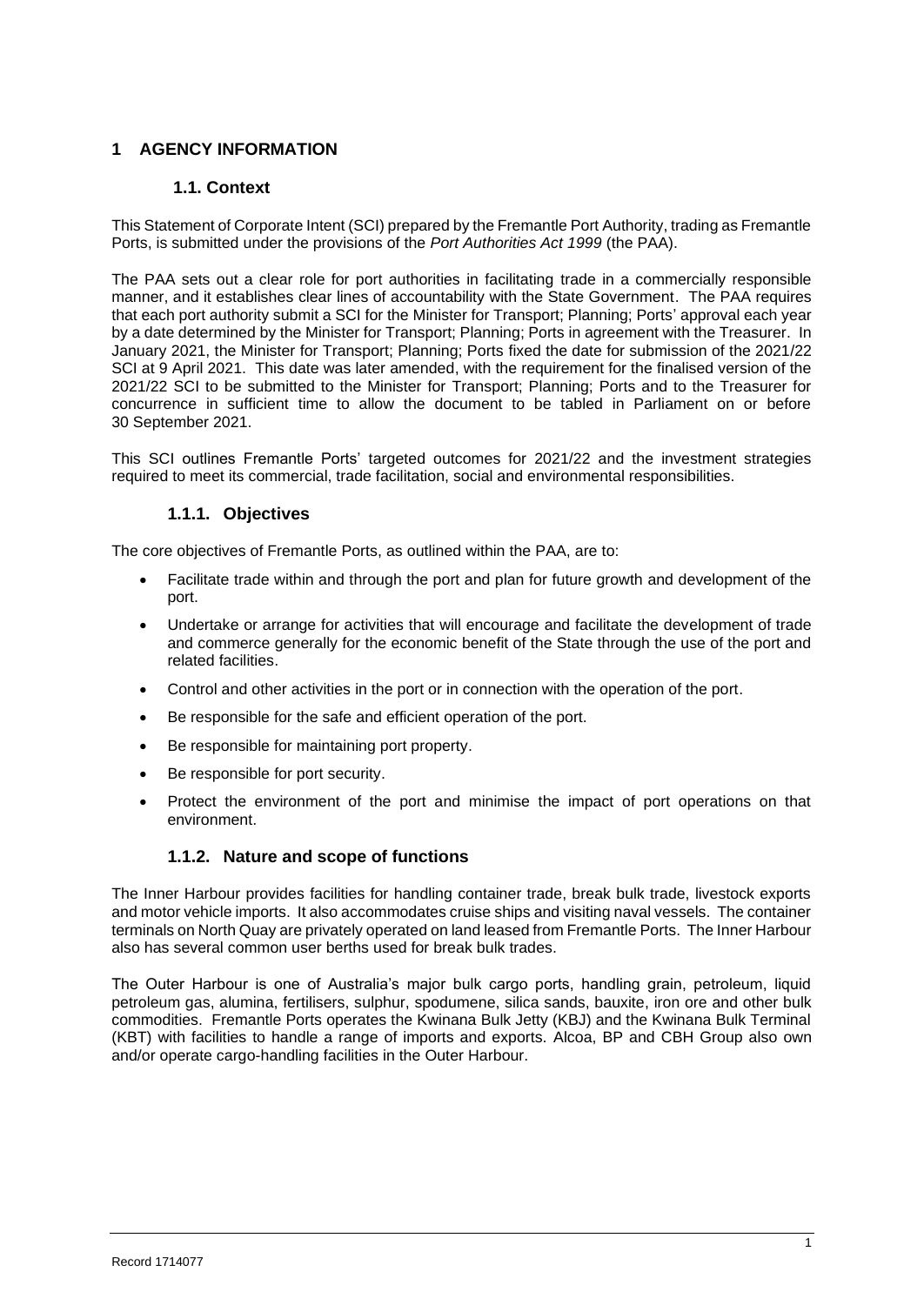# 1 AGENCY INFORMATION

## 1.1. Context

This Statement of Corporate Intent (SCI) prepared by the Fremantle Port Authority, trading as Fremantle Ports, is submitted under the provisions of the *Port Authorities Act 1999* (the PAA).

The PAA sets out a clear role for port authorities in facilitating trade in a commercially responsible manner, and it establishes clear lines of accountability with the State Government. The PAA requires that each port authority submit a SCI for the Minister for Transport; Planning; Ports' approval each year by a date determined by the Minister for Transport; Planning; Ports in agreement with the Treasurer. In January 2021, the Minister for Transport; Planning; Ports fixed the date for submission of the 2021/22 SCI at 9 April 2021. This date was later amended, with the requirement for the finalised version of the 2021/22 SCI to be submitted to the Minister for Transport; Planning; Ports and to the Treasurer for concurrence in sufficient time to allow the document to be tabled in Parliament on or before 30 September 2021.

This SCI outlines Fremantle Ports' targeted outcomes for 2021/22 and the investment strategies required to meet its commercial, trade facilitation, social and environmental responsibilities.

### 1.1.1. Objectives

The core objectives of Fremantle Ports, as outlined within the PAA, are to:

- Facilitate trade within and through the port and plan for future growth and development of the port.
- Undertake or arrange for activities that will encourage and facilitate the development of trade and commerce generally for the economic benefit of the State through the use of the port and related facilities.
- Control and other activities in the port or in connection with the operation of the port.
- Be responsible for the safe and efficient operation of the port.
- Be responsible for maintaining port property.
- Be responsible for port security.
- Protect the environment of the port and minimise the impact of port operations on that environment.

### 1.1.2. Nature and scope of functions

The Inner Harbour provides facilities for handling container trade, break bulk trade, livestock exports and motor vehicle imports. It also accommodates cruise ships and visiting naval vessels. The container terminals on North Quay are privately operated on land leased from Fremantle Ports. The Inner Harbour also has several common user berths used for break bulk trades.

The Outer Harbour is one of Australia's major bulk cargo ports, handling grain, petroleum, liquid petroleum gas, alumina, fertilisers, sulphur, spodumene, silica sands, bauxite, iron ore and other bulk commodities. Fremantle Ports operates the Kwinana Bulk Jetty (KBJ) and the Kwinana Bulk Terminal (KBT) with facilities to handle a range of imports and exports. Alcoa, BP and CBH Group also own and/or operate cargo-handling facilities in the Outer Harbour.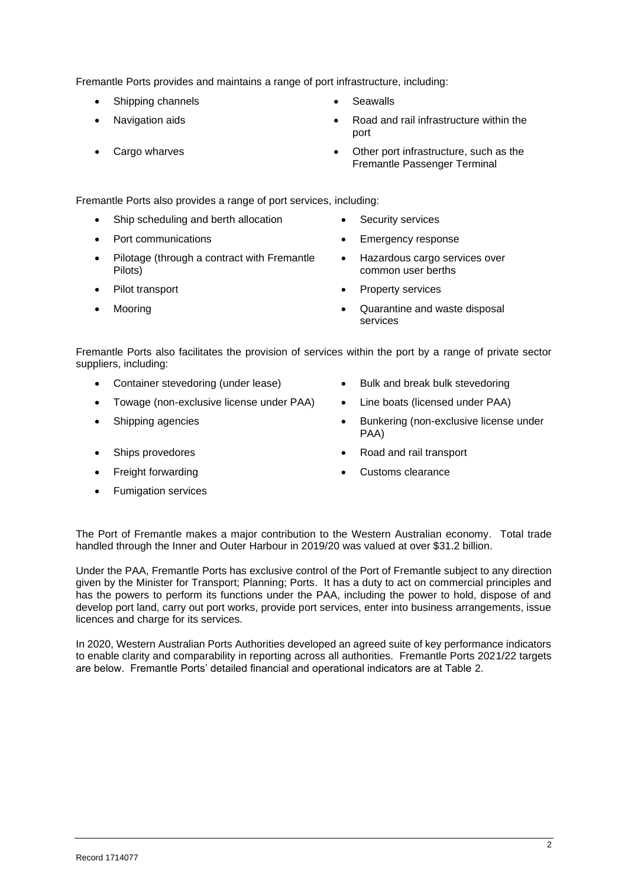Fremantle Ports provides and maintains a range of port infrastructure, including:

- Shipping channels
- Navigation aids
- Cargo wharves
- Seawalls
- Road and rail infrastructure within the port
- Other port infrastructure, such as the Fremantle Passenger Terminal

Fremantle Ports also provides a range of port services, including:

- Ship scheduling and berth allocation
- Port communications
- Pilotage (through a contract with Fremantle Pilots)
- Pilot transport
- Mooring
- Security services
- Emergency response
- Hazardous cargo services over common user berths
- Property services
- Quarantine and waste disposal services

Fremantle Ports also facilitates the provision of services within the port by a range of private sector suppliers, including:

- Container stevedoring (under lease)
- Towage (non-exclusive license under PAA)
- Shipping agencies
- Ships provedores
- Freight forwarding
- Fumigation services
- Bulk and break bulk stevedoring
- Line boats (licensed under PAA)
- Bunkering (non-exclusive license under PAA)
- Road and rail transport
- Customs clearance

The Port of Fremantle makes a major contribution to the Western Australian economy. Total trade handled through the Inner and Outer Harbour in 2019/20 was valued at over $31.2 billion.

Under the PAA, Fremantle Ports has exclusive control of the Port of Fremantle subject to any direction given by the Minister for Transport; Planning; Ports. It has a duty to act on commercial principles and has the powers to perform its functions under the PAA, including the power to hold, dispose of and develop port land, carry out port works, provide port services, enter into business arrangements, issue licences and charge for its services.

In 2020, Western Australian Ports Authorities developed an agreed suite of key performance indicators to enable clarity and comparability in reporting across all authorities. Fremantle Ports 2021/22 targets are below. Fremantle Ports' detailed financial and operational indicators are at Table 2.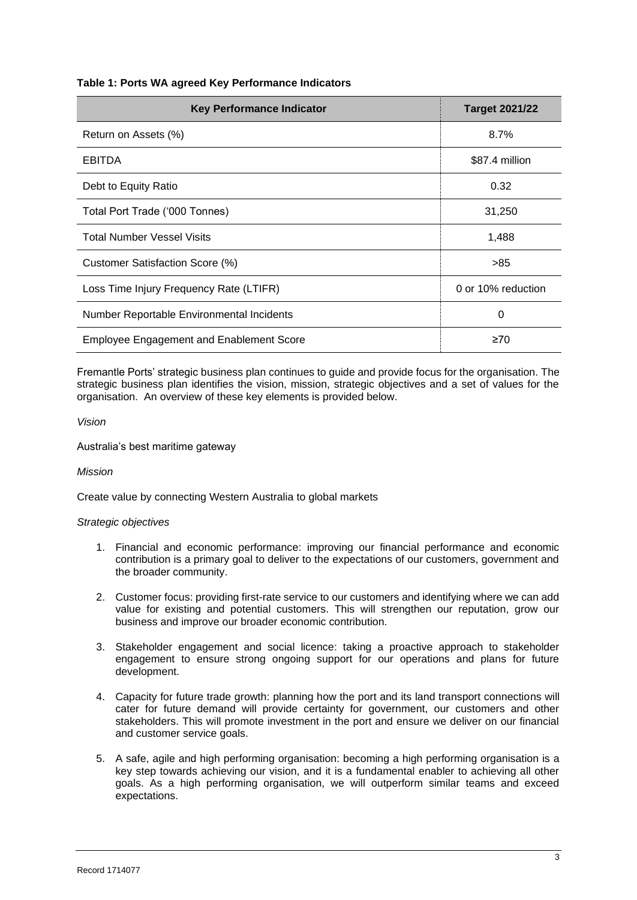**Table 1: Ports WA agreed Key Performance Indicators**

| Key Performance Indicator | Target 2021/22 |
| --- | --- |
| Return on Assets (%) | 8.7% |
| EBITDA | $87.4 million |
| Debt to Equity Ratio | 0.32 |
| Total Port Trade ('000 Tonnes) | 31,250 |
| Total Number Vessel Visits | 1,488 |
| Customer Satisfaction Score (%) | >85 |
| Loss Time Injury Frequency Rate (LTIFR) | 0 or 10% reduction |
| Number Reportable Environmental Incidents | 0 |
| Employee Engagement and Enablement Score | ≥70 |

Fremantle Ports' strategic business plan continues to guide and provide focus for the organisation. The strategic business plan identifies the vision, mission, strategic objectives and a set of values for the organisation. An overview of these key elements is provided below.

*Vision*

Australia's best maritime gateway

*Mission*

Create value by connecting Western Australia to global markets

*Strategic objectives*

1. Financial and economic performance: improving our financial performance and economic contribution is a primary goal to deliver to the expectations of our customers, government and the broader community.
2. Customer focus: providing first-rate service to our customers and identifying where we can add value for existing and potential customers. This will strengthen our reputation, grow our business and improve our broader economic contribution.
3. Stakeholder engagement and social licence: taking a proactive approach to stakeholder engagement to ensure strong ongoing support for our operations and plans for future development.
4. Capacity for future trade growth: planning how the port and its land transport connections will cater for future demand will provide certainty for government, our customers and other stakeholders. This will promote investment in the port and ensure we deliver on our financial and customer service goals.
5. A safe, agile and high performing organisation: becoming a high performing organisation is a key step towards achieving our vision, and it is a fundamental enabler to achieving all other goals. As a high performing organisation, we will outperform similar teams and exceed expectations.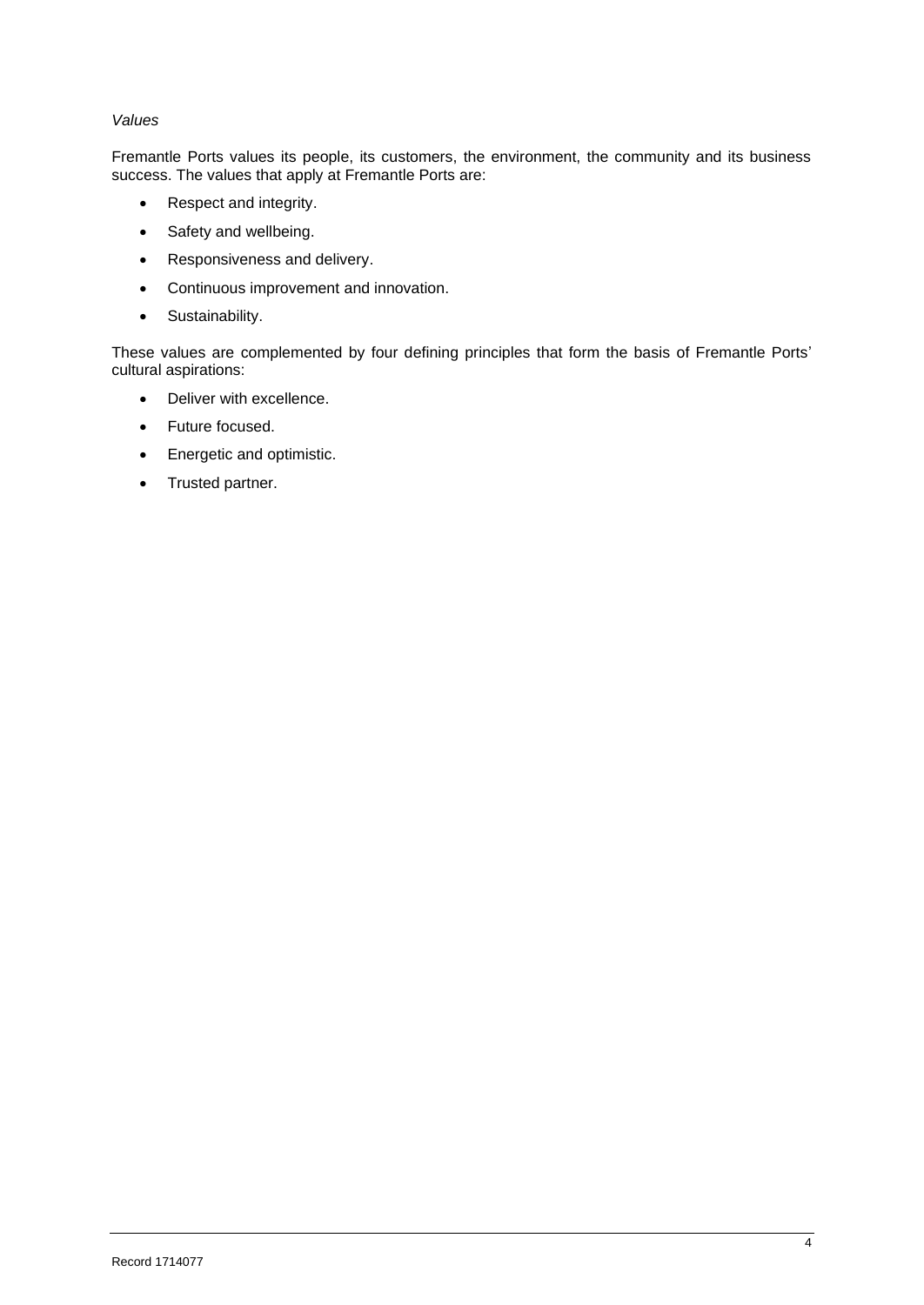*Values*

Fremantle Ports values its people, its customers, the environment, the community and its business success. The values that apply at Fremantle Ports are:

- Respect and integrity.
- Safety and wellbeing.
- Responsiveness and delivery.
- Continuous improvement and innovation.
- Sustainability.

These values are complemented by four defining principles that form the basis of Fremantle Ports' cultural aspirations:

- Deliver with excellence.
- Future focused.
- Energetic and optimistic.
- Trusted partner.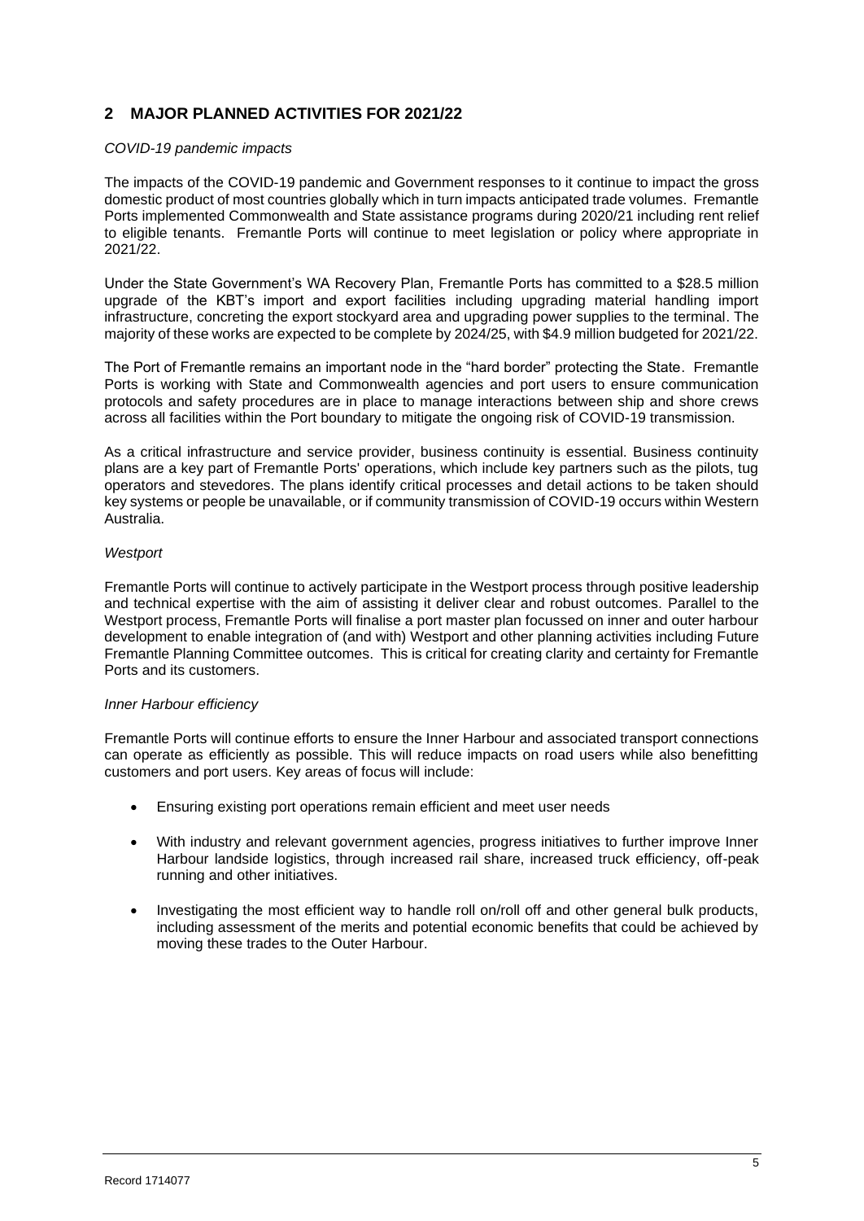## 2 MAJOR PLANNED ACTIVITIES FOR 2021/22

*COVID-19 pandemic impacts*

The impacts of the COVID-19 pandemic and Government responses to it continue to impact the gross domestic product of most countries globally which in turn impacts anticipated trade volumes. Fremantle Ports implemented Commonwealth and State assistance programs during 2020/21 including rent relief to eligible tenants. Fremantle Ports will continue to meet legislation or policy where appropriate in 2021/22.

Under the State Government's WA Recovery Plan, Fremantle Ports has committed to a $28.5 million upgrade of the KBT's import and export facilities including upgrading material handling import infrastructure, concreting the export stockyard area and upgrading power supplies to the terminal. The majority of these works are expected to be complete by 2024/25, with $4.9 million budgeted for 2021/22.

The Port of Fremantle remains an important node in the "hard border" protecting the State. Fremantle Ports is working with State and Commonwealth agencies and port users to ensure communication protocols and safety procedures are in place to manage interactions between ship and shore crews across all facilities within the Port boundary to mitigate the ongoing risk of COVID-19 transmission.

As a critical infrastructure and service provider, business continuity is essential. Business continuity plans are a key part of Fremantle Ports' operations, which include key partners such as the pilots, tug operators and stevedores. The plans identify critical processes and detail actions to be taken should key systems or people be unavailable, or if community transmission of COVID-19 occurs within Western Australia.

*Westport*

Fremantle Ports will continue to actively participate in the Westport process through positive leadership and technical expertise with the aim of assisting it deliver clear and robust outcomes. Parallel to the Westport process, Fremantle Ports will finalise a port master plan focussed on inner and outer harbour development to enable integration of (and with) Westport and other planning activities including Future Fremantle Planning Committee outcomes. This is critical for creating clarity and certainty for Fremantle Ports and its customers.

*Inner Harbour efficiency*

Fremantle Ports will continue efforts to ensure the Inner Harbour and associated transport connections can operate as efficiently as possible. This will reduce impacts on road users while also benefitting customers and port users. Key areas of focus will include:

- Ensuring existing port operations remain efficient and meet user needs
- With industry and relevant government agencies, progress initiatives to further improve Inner Harbour landside logistics, through increased rail share, increased truck efficiency, off-peak running and other initiatives.
- Investigating the most efficient way to handle roll on/roll off and other general bulk products, including assessment of the merits and potential economic benefits that could be achieved by moving these trades to the Outer Harbour.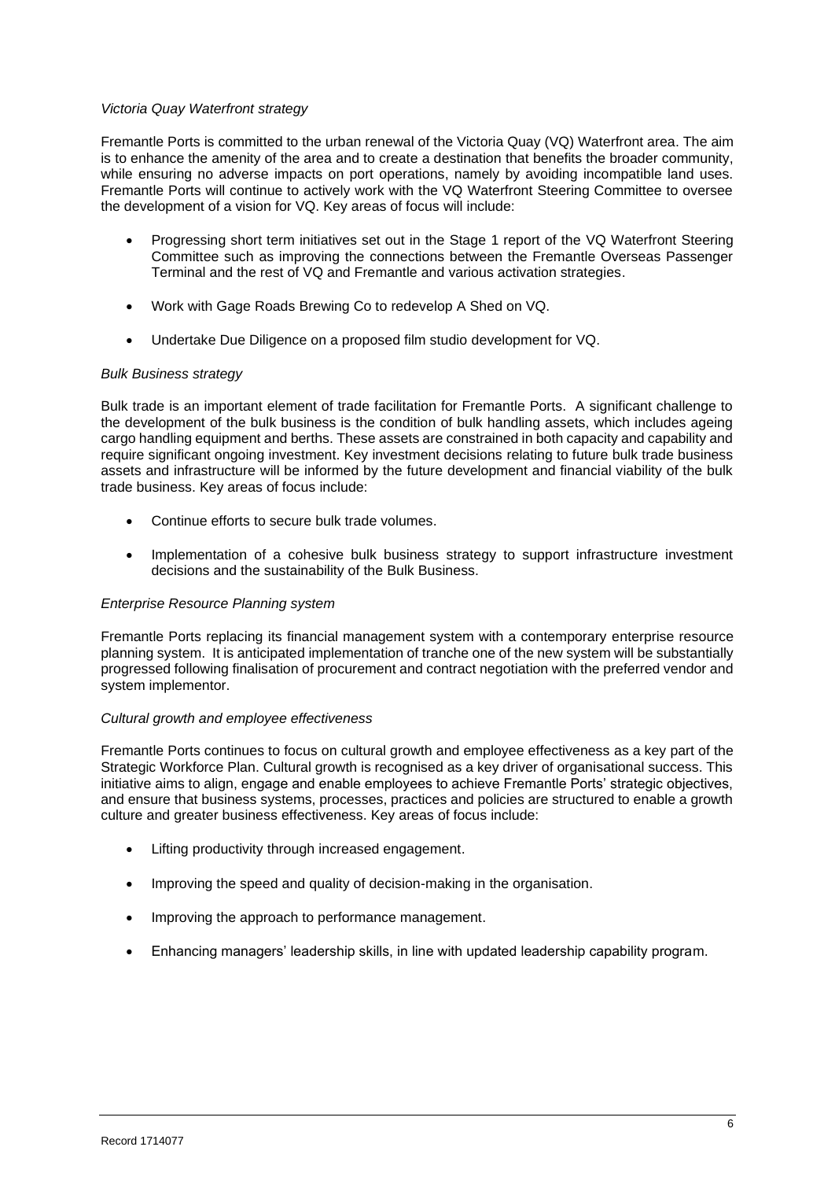*Victoria Quay Waterfront strategy*

Fremantle Ports is committed to the urban renewal of the Victoria Quay (VQ) Waterfront area. The aim is to enhance the amenity of the area and to create a destination that benefits the broader community, while ensuring no adverse impacts on port operations, namely by avoiding incompatible land uses. Fremantle Ports will continue to actively work with the VQ Waterfront Steering Committee to oversee the development of a vision for VQ. Key areas of focus will include:

- Progressing short term initiatives set out in the Stage 1 report of the VQ Waterfront Steering Committee such as improving the connections between the Fremantle Overseas Passenger Terminal and the rest of VQ and Fremantle and various activation strategies.
- Work with Gage Roads Brewing Co to redevelop A Shed on VQ.
- Undertake Due Diligence on a proposed film studio development for VQ.

*Bulk Business strategy*

Bulk trade is an important element of trade facilitation for Fremantle Ports. A significant challenge to the development of the bulk business is the condition of bulk handling assets, which includes ageing cargo handling equipment and berths. These assets are constrained in both capacity and capability and require significant ongoing investment. Key investment decisions relating to future bulk trade business assets and infrastructure will be informed by the future development and financial viability of the bulk trade business. Key areas of focus include:

- Continue efforts to secure bulk trade volumes.
- Implementation of a cohesive bulk business strategy to support infrastructure investment decisions and the sustainability of the Bulk Business.

*Enterprise Resource Planning system*

Fremantle Ports replacing its financial management system with a contemporary enterprise resource planning system. It is anticipated implementation of tranche one of the new system will be substantially progressed following finalisation of procurement and contract negotiation with the preferred vendor and system implementor.

*Cultural growth and employee effectiveness*

Fremantle Ports continues to focus on cultural growth and employee effectiveness as a key part of the Strategic Workforce Plan. Cultural growth is recognised as a key driver of organisational success. This initiative aims to align, engage and enable employees to achieve Fremantle Ports' strategic objectives, and ensure that business systems, processes, practices and policies are structured to enable a growth culture and greater business effectiveness. Key areas of focus include:

- Lifting productivity through increased engagement.
- Improving the speed and quality of decision-making in the organisation.
- Improving the approach to performance management.
- Enhancing managers' leadership skills, in line with updated leadership capability program.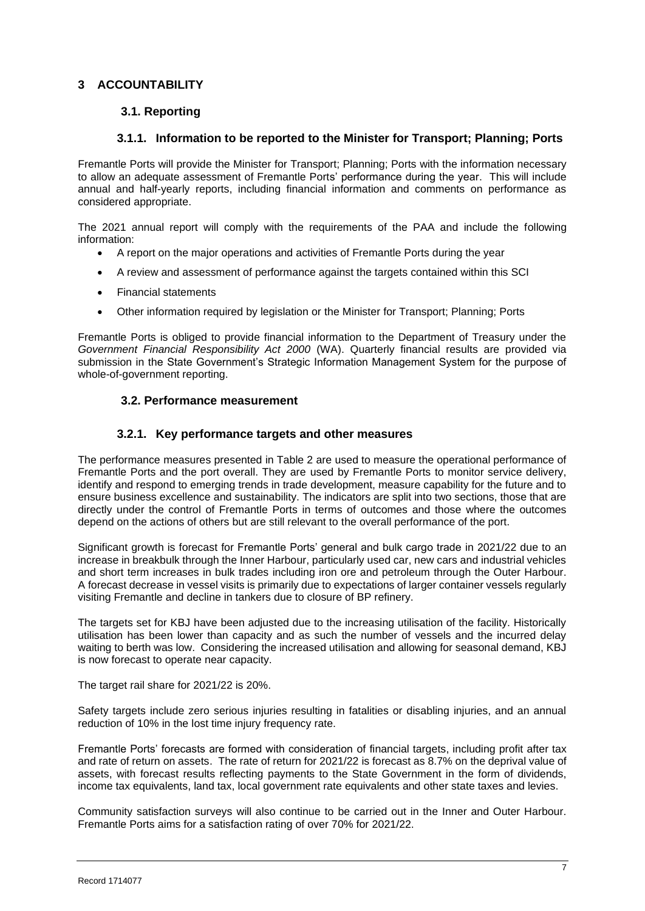# 3 ACCOUNTABILITY

## 3.1. Reporting

### 3.1.1. Information to be reported to the Minister for Transport; Planning; Ports

Fremantle Ports will provide the Minister for Transport; Planning; Ports with the information necessary to allow an adequate assessment of Fremantle Ports' performance during the year. This will include annual and half-yearly reports, including financial information and comments on performance as considered appropriate.

The 2021 annual report will comply with the requirements of the PAA and include the following information:

- A report on the major operations and activities of Fremantle Ports during the year
- A review and assessment of performance against the targets contained within this SCI
- Financial statements
- Other information required by legislation or the Minister for Transport; Planning; Ports

Fremantle Ports is obliged to provide financial information to the Department of Treasury under the *Government Financial Responsibility Act 2000* (WA). Quarterly financial results are provided via submission in the State Government's Strategic Information Management System for the purpose of whole-of-government reporting.

## 3.2. Performance measurement

### 3.2.1. Key performance targets and other measures

The performance measures presented in Table 2 are used to measure the operational performance of Fremantle Ports and the port overall. They are used by Fremantle Ports to monitor service delivery, identify and respond to emerging trends in trade development, measure capability for the future and to ensure business excellence and sustainability. The indicators are split into two sections, those that are directly under the control of Fremantle Ports in terms of outcomes and those where the outcomes depend on the actions of others but are still relevant to the overall performance of the port.

Significant growth is forecast for Fremantle Ports' general and bulk cargo trade in 2021/22 due to an increase in breakbulk through the Inner Harbour, particularly used car, new cars and industrial vehicles and short term increases in bulk trades including iron ore and petroleum through the Outer Harbour. A forecast decrease in vessel visits is primarily due to expectations of larger container vessels regularly visiting Fremantle and decline in tankers due to closure of BP refinery.

The targets set for KBJ have been adjusted due to the increasing utilisation of the facility. Historically utilisation has been lower than capacity and as such the number of vessels and the incurred delay waiting to berth was low. Considering the increased utilisation and allowing for seasonal demand, KBJ is now forecast to operate near capacity.

The target rail share for 2021/22 is 20%.

Safety targets include zero serious injuries resulting in fatalities or disabling injuries, and an annual reduction of 10% in the lost time injury frequency rate.

Fremantle Ports' forecasts are formed with consideration of financial targets, including profit after tax and rate of return on assets. The rate of return for 2021/22 is forecast as 8.7% on the deprival value of assets, with forecast results reflecting payments to the State Government in the form of dividends, income tax equivalents, land tax, local government rate equivalents and other state taxes and levies.

Community satisfaction surveys will also continue to be carried out in the Inner and Outer Harbour. Fremantle Ports aims for a satisfaction rating of over 70% for 2021/22.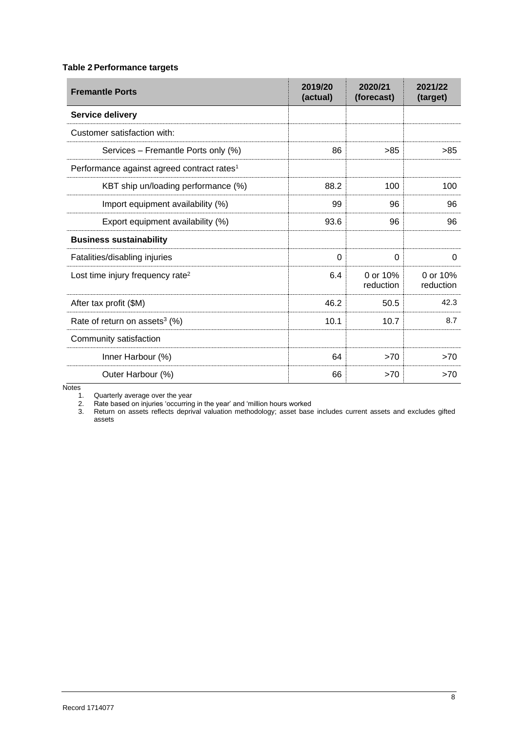**Table 2 Performance targets**

| Fremantle Ports | 2019/20 (actual) | 2020/21 (forecast) | 2021/22 (target) |
|---|---|---|---|
| **Service delivery** | | | |
| Customer satisfaction with: | | | |
| Services – Fremantle Ports only (%) | 86 | >85 | >85 |
| Performance against agreed contract rates[1] | | | |
| KBT ship un/loading performance (%) | 88.2 | 100 | 100 |
| Import equipment availability (%) | 99 | 96 | 96 |
| Export equipment availability (%) | 93.6 | 96 | 96 |
| **Business sustainability** | | | |
| Fatalities/disabling injuries | 0 | 0 | 0 |
| Lost time injury frequency rate[2] | 6.4 | 0 or 10% reduction | 0 or 10% reduction |
| After tax profit ($M) | 46.2 | 50.5 | 42.3 |
| Rate of return on assets[3] (%) | 10.1 | 10.7 | 8.7 |
| Community satisfaction | | | |
| Inner Harbour (%) | 64 | >70 | >70 |
| Outer Harbour (%) | 66 | >70 | >70 |

Notes

1. Quarterly average over the year
2. Rate based on injuries 'occurring in the year' and 'million hours worked
3. Return on assets reflects deprival valuation methodology; asset base includes current assets and excludes gifted assets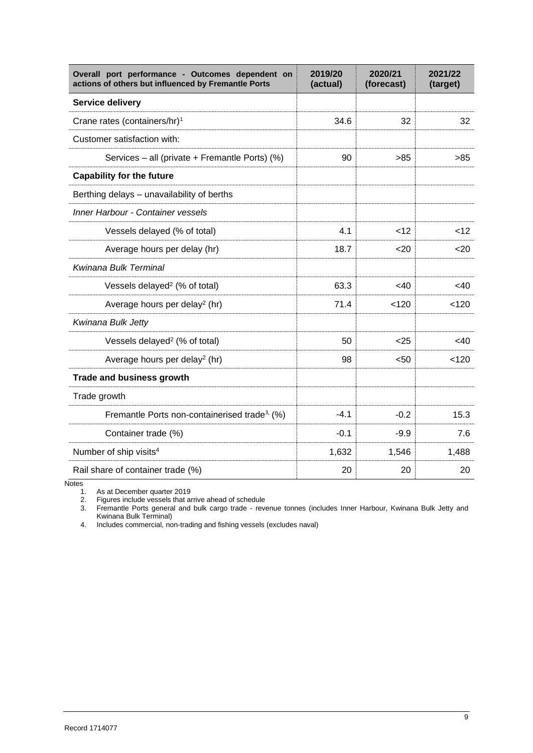| Overall port performance - Outcomes dependent on actions of others but influenced by Fremantle Ports | 2019/20 (actual) | 2020/21 (forecast) | 2021/22 (target) |
|---|---|---|---|
| **Service delivery** | | | |
| Crane rates (containers/hr)[1] | 34.6 | 32 | 32 |
| Customer satisfaction with: | | | |
| Services – all (private + Fremantle Ports) (%) | 90 | >85 | >85 |
| **Capability for the future** | | | |
| Berthing delays – unavailability of berths | | | |
| *Inner Harbour - Container vessels* | | | |
| Vessels delayed (% of total) | 4.1 | <12 | <12 |
| Average hours per delay (hr) | 18.7 | <20 | <20 |
| *Kwinana Bulk Terminal* | | | |
| Vessels delayed[2] (% of total) | 63.3 | <40 | <40 |
| Average hours per delay[2] (hr) | 71.4 | <120 | <120 |
| *Kwinana Bulk Jetty* | | | |
| Vessels delayed[2] (% of total) | 50 | <25 | <40 |
| Average hours per delay[2] (hr) | 98 | <50 | <120 |
| **Trade and business growth** | | | |
| Trade growth | | | |
| Fremantle Ports non-containerised trade[3] (%) | -4.1 | -0.2 | 15.3 |
| Container trade (%) | -0.1 | -9.9 | 7.6 |
| Number of ship visits[4] | 1,632 | 1,546 | 1,488 |
| Rail share of container trade (%) | 20 | 20 | 20 |

Notes

1. As at December quarter 2019
2. Figures include vessels that arrive ahead of schedule
3. Fremantle Ports general and bulk cargo trade - revenue tonnes (includes Inner Harbour, Kwinana Bulk Jetty and Kwinana Bulk Terminal)
4. Includes commercial, non-trading and fishing vessels (excludes naval)

Record 1714077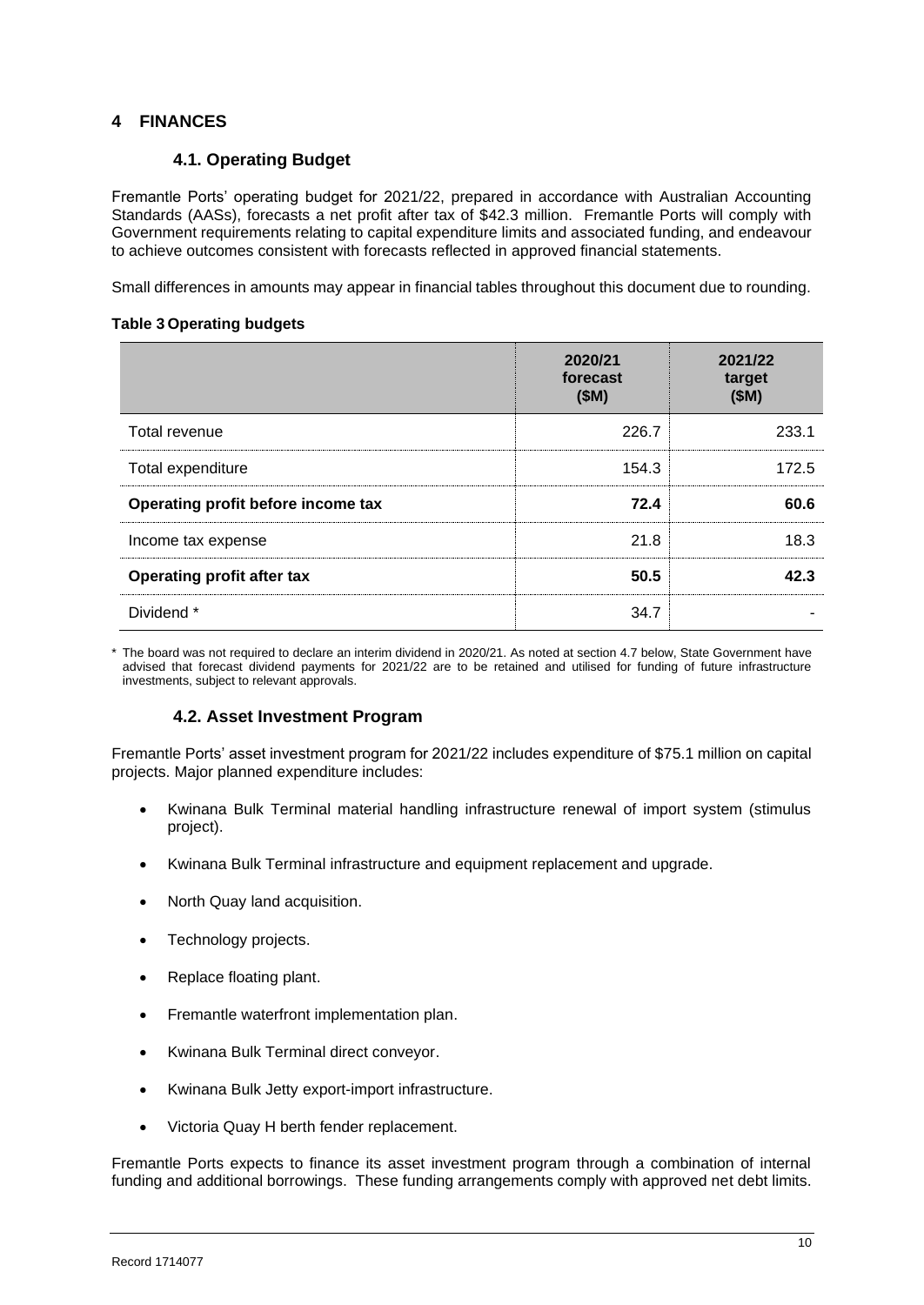# 4 FINANCES

## 4.1. Operating Budget

Fremantle Ports' operating budget for 2021/22, prepared in accordance with Australian Accounting Standards (AASs), forecasts a net profit after tax of $42.3 million. Fremantle Ports will comply with Government requirements relating to capital expenditure limits and associated funding, and endeavour to achieve outcomes consistent with forecasts reflected in approved financial statements.

Small differences in amounts may appear in financial tables throughout this document due to rounding.

**Table 3 Operating budgets**

| | 2020/21 forecast ($M) | 2021/22 target ($M) |
|---|---|---|
| Total revenue | 226.7 | 233.1 |
| Total expenditure | 154.3 | 172.5 |
| **Operating profit before income tax** | **72.4** | **60.6** |
| Income tax expense | 21.8 | 18.3 |
| **Operating profit after tax** | **50.5** | **42.3** |
| Dividend * | 34.7 | - |

\* The board was not required to declare an interim dividend in 2020/21. As noted at section 4.7 below, State Government have advised that forecast dividend payments for 2021/22 are to be retained and utilised for funding of future infrastructure investments, subject to relevant approvals.

## 4.2. Asset Investment Program

Fremantle Ports' asset investment program for 2021/22 includes expenditure of $75.1 million on capital projects. Major planned expenditure includes:

- Kwinana Bulk Terminal material handling infrastructure renewal of import system (stimulus project).
- Kwinana Bulk Terminal infrastructure and equipment replacement and upgrade.
- North Quay land acquisition.
- Technology projects.
- Replace floating plant.
- Fremantle waterfront implementation plan.
- Kwinana Bulk Terminal direct conveyor.
- Kwinana Bulk Jetty export-import infrastructure.
- Victoria Quay H berth fender replacement.

Fremantle Ports expects to finance its asset investment program through a combination of internal funding and additional borrowings. These funding arrangements comply with approved net debt limits.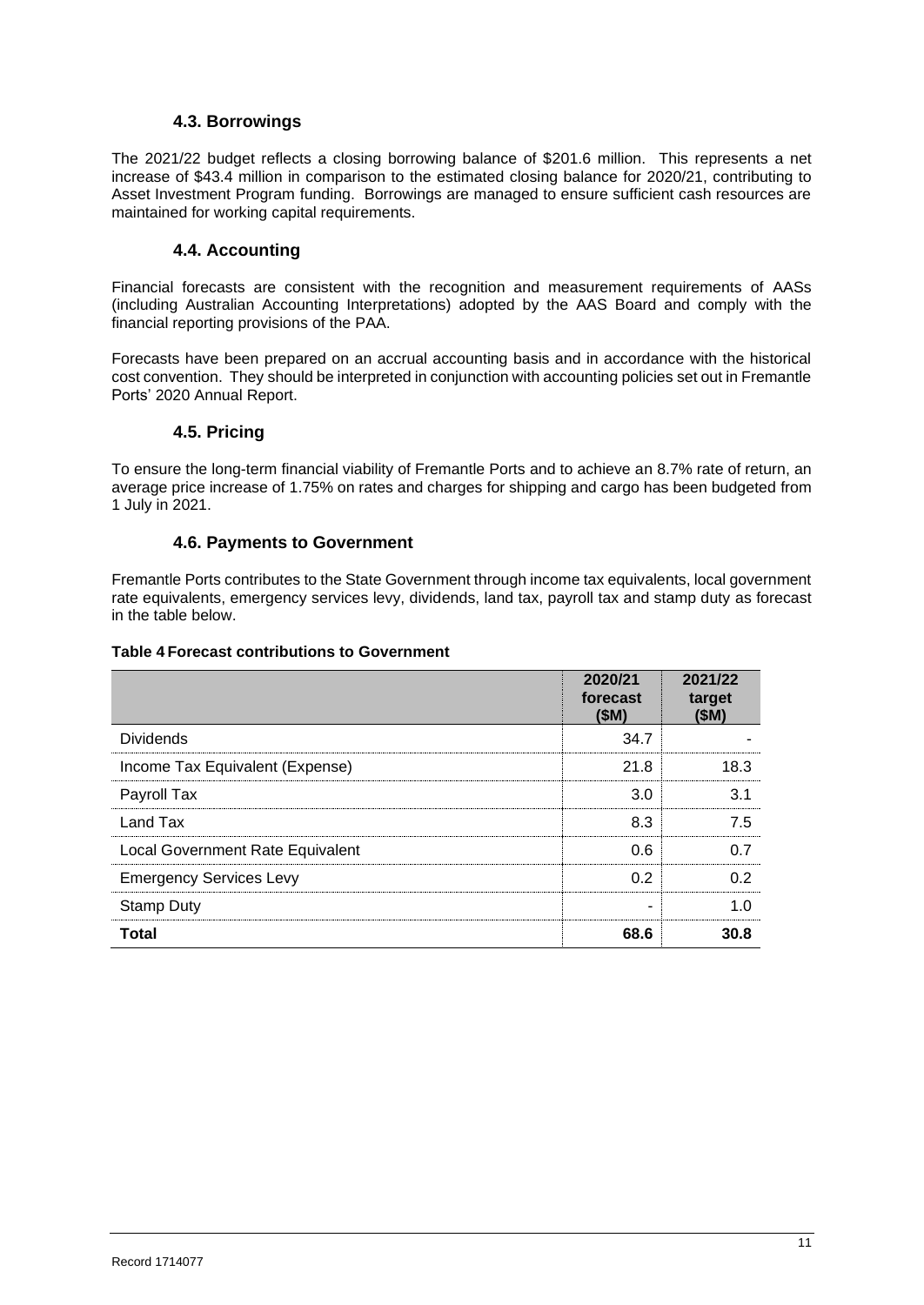### 4.3. Borrowings

The 2021/22 budget reflects a closing borrowing balance of $201.6 million. This represents a net increase of $43.4 million in comparison to the estimated closing balance for 2020/21, contributing to Asset Investment Program funding. Borrowings are managed to ensure sufficient cash resources are maintained for working capital requirements.

### 4.4. Accounting

Financial forecasts are consistent with the recognition and measurement requirements of AASs (including Australian Accounting Interpretations) adopted by the AAS Board and comply with the financial reporting provisions of the PAA.

Forecasts have been prepared on an accrual accounting basis and in accordance with the historical cost convention. They should be interpreted in conjunction with accounting policies set out in Fremantle Ports' 2020 Annual Report.

### 4.5. Pricing

To ensure the long-term financial viability of Fremantle Ports and to achieve an 8.7% rate of return, an average price increase of 1.75% on rates and charges for shipping and cargo has been budgeted from 1 July in 2021.

### 4.6. Payments to Government

Fremantle Ports contributes to the State Government through income tax equivalents, local government rate equivalents, emergency services levy, dividends, land tax, payroll tax and stamp duty as forecast in the table below.

**Table 4 Forecast contributions to Government**

| | 2020/21 forecast ($M) | 2021/22 target ($M) |
|---|---|---|
| Dividends | 34.7 | - |
| Income Tax Equivalent (Expense) | 21.8 | 18.3 |
| Payroll Tax | 3.0 | 3.1 |
| Land Tax | 8.3 | 7.5 |
| Local Government Rate Equivalent | 0.6 | 0.7 |
| Emergency Services Levy | 0.2 | 0.2 |
| Stamp Duty | - | 1.0 |
| **Total** | **68.6** | **30.8** |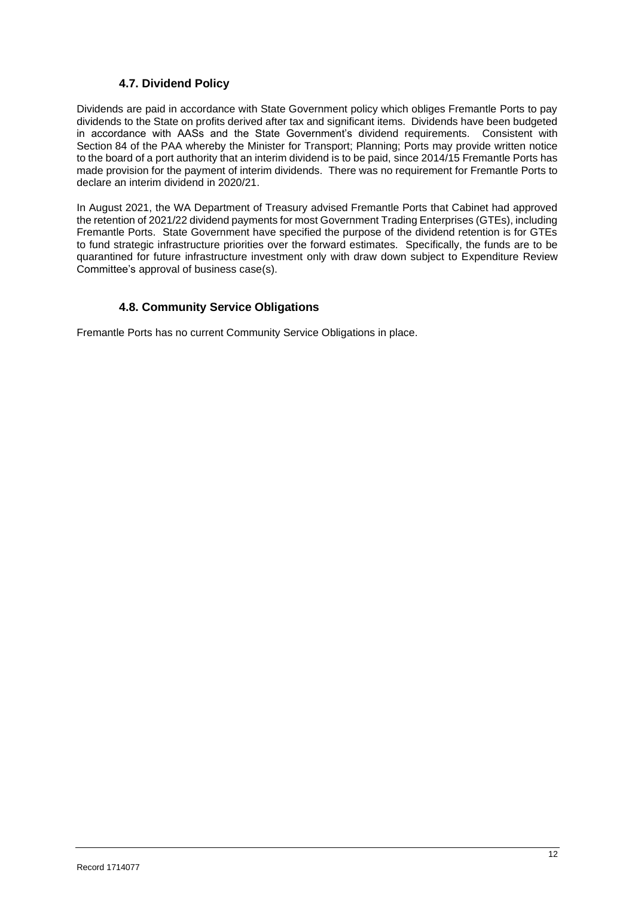### 4.7. Dividend Policy

Dividends are paid in accordance with State Government policy which obliges Fremantle Ports to pay dividends to the State on profits derived after tax and significant items. Dividends have been budgeted in accordance with AASs and the State Government's dividend requirements. Consistent with Section 84 of the PAA whereby the Minister for Transport; Planning; Ports may provide written notice to the board of a port authority that an interim dividend is to be paid, since 2014/15 Fremantle Ports has made provision for the payment of interim dividends. There was no requirement for Fremantle Ports to declare an interim dividend in 2020/21.

In August 2021, the WA Department of Treasury advised Fremantle Ports that Cabinet had approved the retention of 2021/22 dividend payments for most Government Trading Enterprises (GTEs), including Fremantle Ports. State Government have specified the purpose of the dividend retention is for GTEs to fund strategic infrastructure priorities over the forward estimates. Specifically, the funds are to be quarantined for future infrastructure investment only with draw down subject to Expenditure Review Committee's approval of business case(s).

### 4.8. Community Service Obligations

Fremantle Ports has no current Community Service Obligations in place.